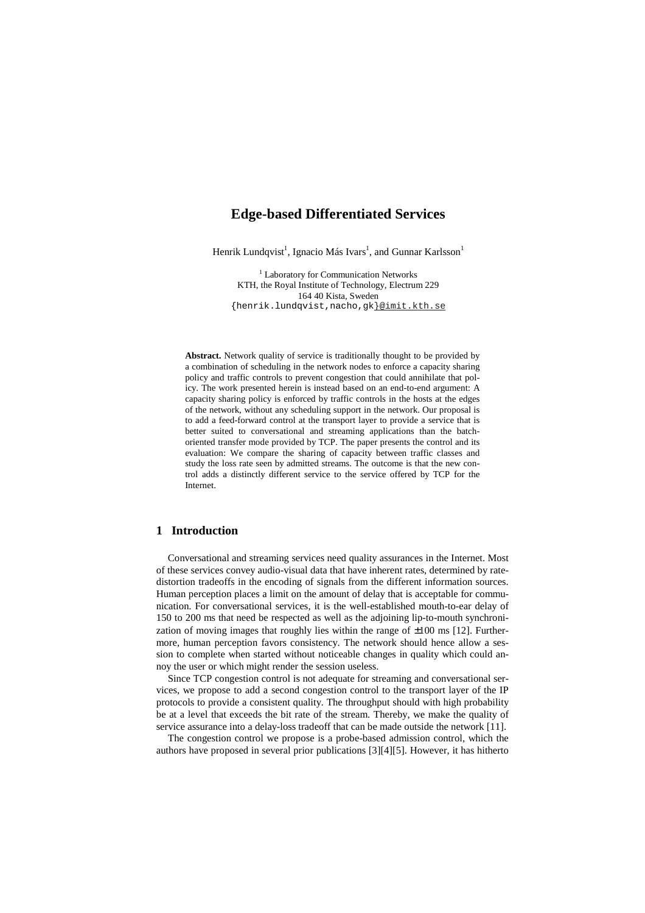# Edge-based Differentiated Services

Henrik Lundqvist[1], Ignacio Más Ivars[1], and Gunnar Karlsson[1]

[1] Laboratory for Communication Networks
KTH, the Royal Institute of Technology, Electrum 229
164 40 Kista, Sweden
{henrik.lundqvist,nacho,gk}@imit.kth.se

**Abstract.** Network quality of service is traditionally thought to be provided by a combination of scheduling in the network nodes to enforce a capacity sharing policy and traffic controls to prevent congestion that could annihilate that policy. The work presented herein is instead based on an end-to-end argument: A capacity sharing policy is enforced by traffic controls in the hosts at the edges of the network, without any scheduling support in the network. Our proposal is to add a feed-forward control at the transport layer to provide a service that is better suited to conversational and streaming applications than the batch-oriented transfer mode provided by TCP. The paper presents the control and its evaluation: We compare the sharing of capacity between traffic classes and study the loss rate seen by admitted streams. The outcome is that the new control adds a distinctly different service to the service offered by TCP for the Internet.

## 1 Introduction

Conversational and streaming services need quality assurances in the Internet. Most of these services convey audio-visual data that have inherent rates, determined by rate-distortion tradeoffs in the encoding of signals from the different information sources. Human perception places a limit on the amount of delay that is acceptable for communication. For conversational services, it is the well-established mouth-to-ear delay of 150 to 200 ms that need be respected as well as the adjoining lip-to-mouth synchronization of moving images that roughly lies within the range of ±100 ms [12]. Furthermore, human perception favors consistency. The network should hence allow a session to complete when started without noticeable changes in quality which could annoy the user or which might render the session useless.

Since TCP congestion control is not adequate for streaming and conversational services, we propose to add a second congestion control to the transport layer of the IP protocols to provide a consistent quality. The throughput should with high probability be at a level that exceeds the bit rate of the stream. Thereby, we make the quality of service assurance into a delay-loss tradeoff that can be made outside the network [11].

The congestion control we propose is a probe-based admission control, which the authors have proposed in several prior publications [3][4][5]. However, it has hitherto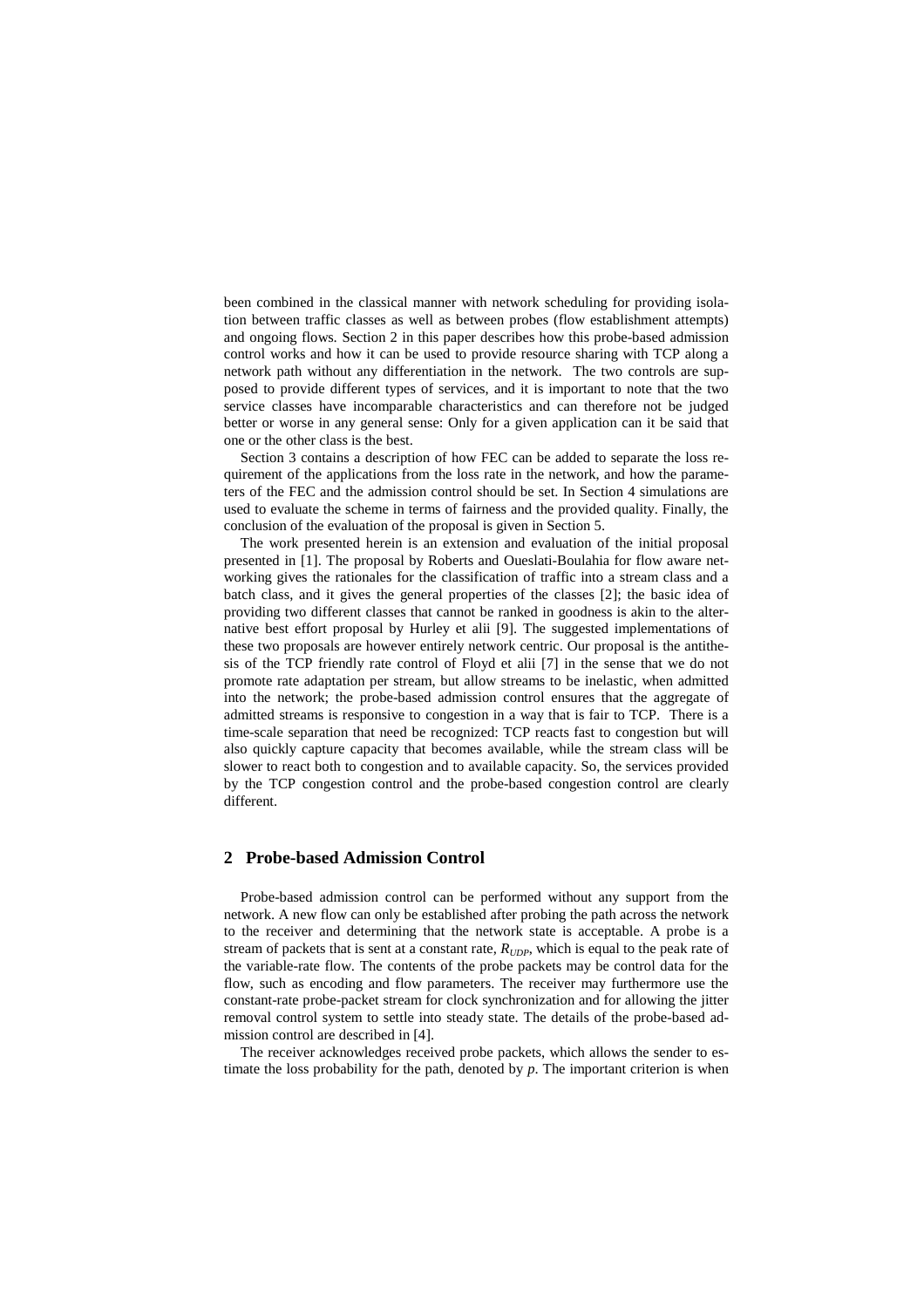been combined in the classical manner with network scheduling for providing isolation between traffic classes as well as between probes (flow establishment attempts) and ongoing flows. Section 2 in this paper describes how this probe-based admission control works and how it can be used to provide resource sharing with TCP along a network path without any differentiation in the network. The two controls are supposed to provide different types of services, and it is important to note that the two service classes have incomparable characteristics and can therefore not be judged better or worse in any general sense: Only for a given application can it be said that one or the other class is the best.

Section 3 contains a description of how FEC can be added to separate the loss requirement of the applications from the loss rate in the network, and how the parameters of the FEC and the admission control should be set. In Section 4 simulations are used to evaluate the scheme in terms of fairness and the provided quality. Finally, the conclusion of the evaluation of the proposal is given in Section 5.

The work presented herein is an extension and evaluation of the initial proposal presented in [1]. The proposal by Roberts and Oueslati-Boulahia for flow aware networking gives the rationales for the classification of traffic into a stream class and a batch class, and it gives the general properties of the classes [2]; the basic idea of providing two different classes that cannot be ranked in goodness is akin to the alternative best effort proposal by Hurley et alii [9]. The suggested implementations of these two proposals are however entirely network centric. Our proposal is the antithesis of the TCP friendly rate control of Floyd et alii [7] in the sense that we do not promote rate adaptation per stream, but allow streams to be inelastic, when admitted into the network; the probe-based admission control ensures that the aggregate of admitted streams is responsive to congestion in a way that is fair to TCP. There is a time-scale separation that need be recognized: TCP reacts fast to congestion but will also quickly capture capacity that becomes available, while the stream class will be slower to react both to congestion and to available capacity. So, the services provided by the TCP congestion control and the probe-based congestion control are clearly different.

## 2 Probe-based Admission Control

Probe-based admission control can be performed without any support from the network. A new flow can only be established after probing the path across the network to the receiver and determining that the network state is acceptable. A probe is a stream of packets that is sent at a constant rate, $R_{UDP}$, which is equal to the peak rate of the variable-rate flow. The contents of the probe packets may be control data for the flow, such as encoding and flow parameters. The receiver may furthermore use the constant-rate probe-packet stream for clock synchronization and for allowing the jitter removal control system to settle into steady state. The details of the probe-based admission control are described in [4].

The receiver acknowledges received probe packets, which allows the sender to estimate the loss probability for the path, denoted by $p$. The important criterion is when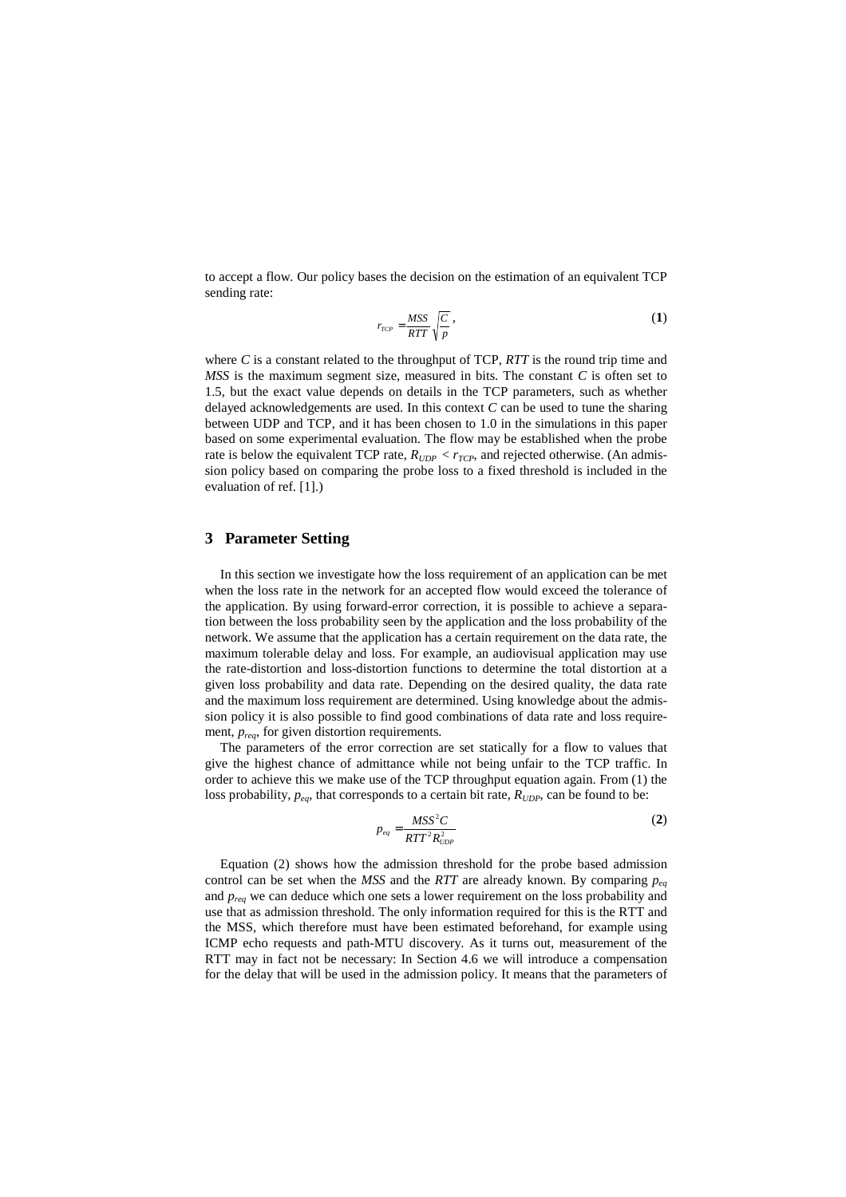to accept a flow. Our policy bases the decision on the estimation of an equivalent TCP sending rate:

$$r_{TCP} = \frac{MSS}{RTT}\sqrt{\frac{C}{p}}\,, \tag{1}$$

where $C$ is a constant related to the throughput of TCP, $RTT$ is the round trip time and $MSS$ is the maximum segment size, measured in bits. The constant $C$ is often set to 1.5, but the exact value depends on details in the TCP parameters, such as whether delayed acknowledgements are used. In this context $C$ can be used to tune the sharing between UDP and TCP, and it has been chosen to 1.0 in the simulations in this paper based on some experimental evaluation. The flow may be established when the probe rate is below the equivalent TCP rate, $R_{UDP} < r_{TCP}$, and rejected otherwise. (An admission policy based on comparing the probe loss to a fixed threshold is included in the evaluation of ref. [1].)

## 3 Parameter Setting

In this section we investigate how the loss requirement of an application can be met when the loss rate in the network for an accepted flow would exceed the tolerance of the application. By using forward-error correction, it is possible to achieve a separation between the loss probability seen by the application and the loss probability of the network. We assume that the application has a certain requirement on the data rate, the maximum tolerable delay and loss. For example, an audiovisual application may use the rate-distortion and loss-distortion functions to determine the total distortion at a given loss probability and data rate. Depending on the desired quality, the data rate and the maximum loss requirement are determined. Using knowledge about the admission policy it is also possible to find good combinations of data rate and loss requirement, $p_{req}$, for given distortion requirements.

The parameters of the error correction are set statically for a flow to values that give the highest chance of admittance while not being unfair to the TCP traffic. In order to achieve this we make use of the TCP throughput equation again. From (1) the loss probability, $p_{eq}$, that corresponds to a certain bit rate, $R_{UDP}$, can be found to be:

$$p_{eq} = \frac{MSS^2 C}{RTT^2 R_{UDP}^2} \tag{2}$$

Equation (2) shows how the admission threshold for the probe based admission control can be set when the $MSS$ and the $RTT$ are already known. By comparing $p_{eq}$ and $p_{req}$ we can deduce which one sets a lower requirement on the loss probability and use that as admission threshold. The only information required for this is the RTT and the MSS, which therefore must have been estimated beforehand, for example using ICMP echo requests and path-MTU discovery. As it turns out, measurement of the RTT may in fact not be necessary: In Section 4.6 we will introduce a compensation for the delay that will be used in the admission policy. It means that the parameters of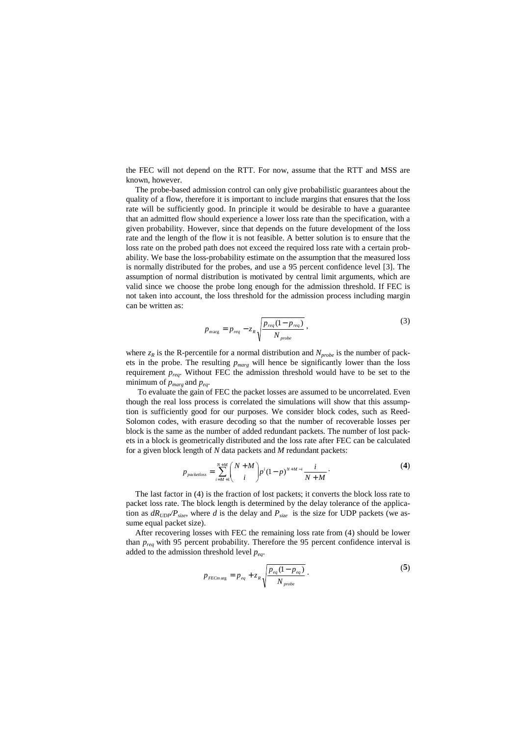the FEC will not depend on the RTT. For now, assume that the RTT and MSS are known, however.

The probe-based admission control can only give probabilistic guarantees about the quality of a flow, therefore it is important to include margins that ensures that the loss rate will be sufficiently good. In principle it would be desirable to have a guarantee that an admitted flow should experience a lower loss rate than the specification, with a given probability. However, since that depends on the future development of the loss rate and the length of the flow it is not feasible. A better solution is to ensure that the loss rate on the probed path does not exceed the required loss rate with a certain probability. We base the loss-probability estimate on the assumption that the measured loss is normally distributed for the probes, and use a 95 percent confidence level [3]. The assumption of normal distribution is motivated by central limit arguments, which are valid since we choose the probe long enough for the admission threshold. If FEC is not taken into account, the loss threshold for the admission process including margin can be written as:

$$p_{marg} = p_{req} - z_R \sqrt{\frac{p_{req}(1-p_{req})}{N_{probe}}}\,, \tag{3}$$

where $z_R$ is the R-percentile for a normal distribution and $N_{probe}$ is the number of packets in the probe. The resulting $p_{marg}$ will hence be significantly lower than the loss requirement $p_{req}$. Without FEC the admission threshold would have to be set to the minimum of $p_{marg}$ and $p_{eq}$.

To evaluate the gain of FEC the packet losses are assumed to be uncorrelated. Even though the real loss process is correlated the simulations will show that this assumption is sufficiently good for our purposes. We consider block codes, such as Reed-Solomon codes, with erasure decoding so that the number of recoverable losses per block is the same as the number of added redundant packets. The number of lost packets in a block is geometrically distributed and the loss rate after FEC can be calculated for a given block length of $N$ data packets and $M$ redundant packets:

$$p_{packetloss} = \sum_{i=M+1}^{N+M} \binom{N+M}{i} p^i (1-p)^{N+M-i} \frac{i}{N+M}\,. \tag{4}$$

The last factor in (4) is the fraction of lost packets; it converts the block loss rate to packet loss rate. The block length is determined by the delay tolerance of the application as $dR_{UDP}/P_{size}$, where $d$ is the delay and $P_{size}$ is the size for UDP packets (we assume equal packet size).

After recovering losses with FEC the remaining loss rate from (4) should be lower than $p_{req}$ with 95 percent probability. Therefore the 95 percent confidence interval is added to the admission threshold level $p_{eq}$.

$$p_{FECmarg} = p_{eq} + z_R \sqrt{\frac{p_{eq}(1-p_{eq})}{N_{probe}}}\,. \tag{5}$$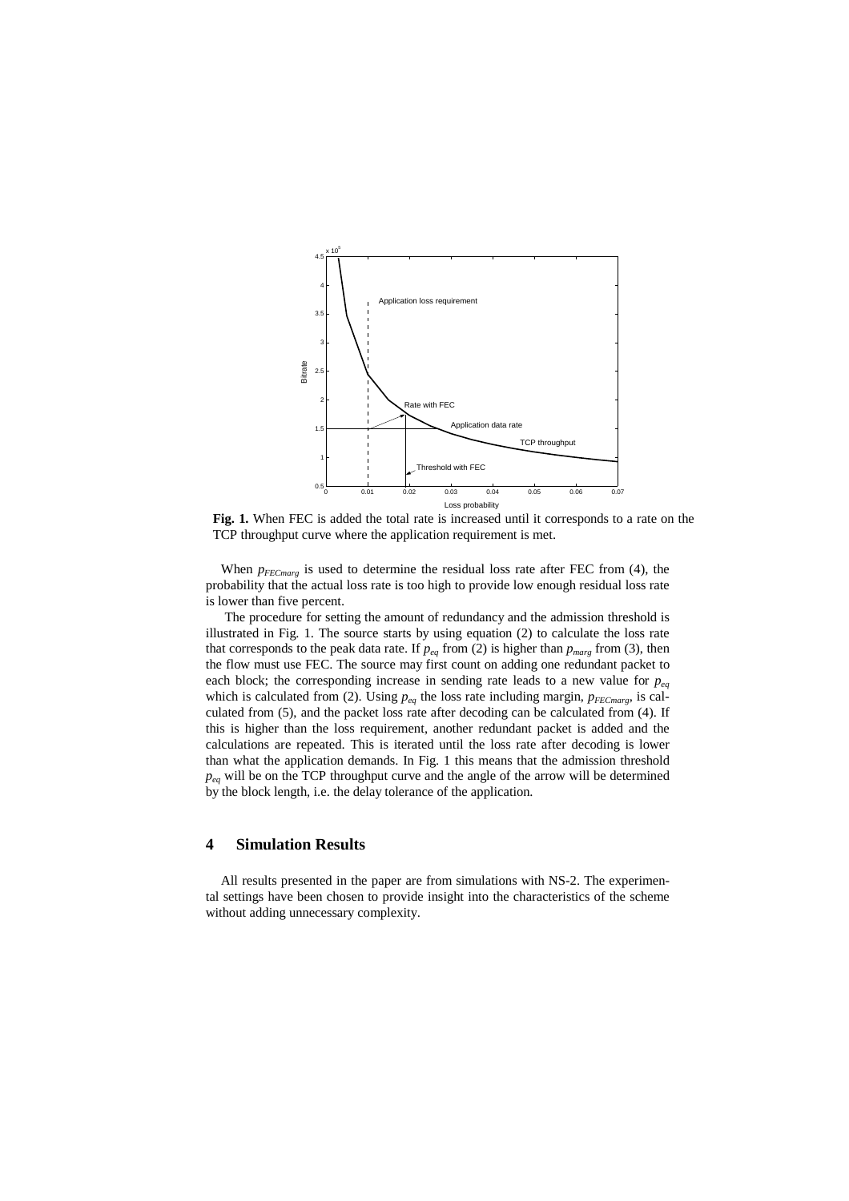**Fig. 1.** When FEC is added the total rate is increased until it corresponds to a rate on the TCP throughput curve where the application requirement is met.

When $p_{FECmarg}$ is used to determine the residual loss rate after FEC from (4), the probability that the actual loss rate is too high to provide low enough residual loss rate is lower than five percent.

The procedure for setting the amount of redundancy and the admission threshold is illustrated in Fig. 1. The source starts by using equation (2) to calculate the loss rate that corresponds to the peak data rate. If $p_{eq}$ from (2) is higher than $p_{marg}$ from (3), then the flow must use FEC. The source may first count on adding one redundant packet to each block; the corresponding increase in sending rate leads to a new value for $p_{eq}$ which is calculated from (2). Using $p_{eq}$ the loss rate including margin, $p_{FECmarg}$, is calculated from (5), and the packet loss rate after decoding can be calculated from (4). If this is higher than the loss requirement, another redundant packet is added and the calculations are repeated. This is iterated until the loss rate after decoding is lower than what the application demands. In Fig. 1 this means that the admission threshold $p_{eq}$ will be on the TCP throughput curve and the angle of the arrow will be determined by the block length, i.e. the delay tolerance of the application.

## 4 Simulation Results

All results presented in the paper are from simulations with NS-2. The experimental settings have been chosen to provide insight into the characteristics of the scheme without adding unnecessary complexity.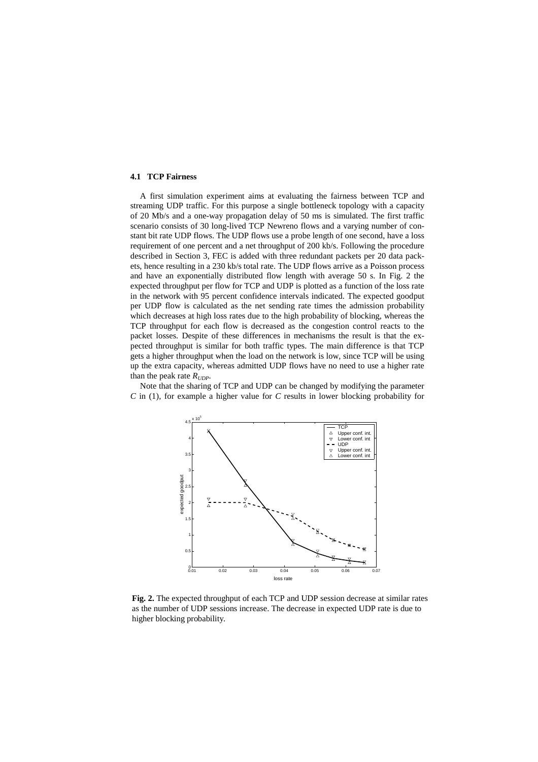### 4.1 TCP Fairness

A first simulation experiment aims at evaluating the fairness between TCP and streaming UDP traffic. For this purpose a single bottleneck topology with a capacity of 20 Mb/s and a one-way propagation delay of 50 ms is simulated. The first traffic scenario consists of 30 long-lived TCP Newreno flows and a varying number of constant bit rate UDP flows. The UDP flows use a probe length of one second, have a loss requirement of one percent and a net throughput of 200 kb/s. Following the procedure described in Section 3, FEC is added with three redundant packets per 20 data packets, hence resulting in a 230 kb/s total rate. The UDP flows arrive as a Poisson process and have an exponentially distributed flow length with average 50 s. In Fig. 2 the expected throughput per flow for TCP and UDP is plotted as a function of the loss rate in the network with 95 percent confidence intervals indicated. The expected goodput per UDP flow is calculated as the net sending rate times the admission probability which decreases at high loss rates due to the high probability of blocking, whereas the TCP throughput for each flow is decreased as the congestion control reacts to the packet losses. Despite of these differences in mechanisms the result is that the expected throughput is similar for both traffic types. The main difference is that TCP gets a higher throughput when the load on the network is low, since TCP will be using up the extra capacity, whereas admitted UDP flows have no need to use a higher rate than the peak rate $R_{UDP}$.

Note that the sharing of TCP and UDP can be changed by modifying the parameter $C$ in (1), for example a higher value for $C$ results in lower blocking probability for

**Fig. 2.** The expected throughput of each TCP and UDP session decrease at similar rates as the number of UDP sessions increase. The decrease in expected UDP rate is due to higher blocking probability.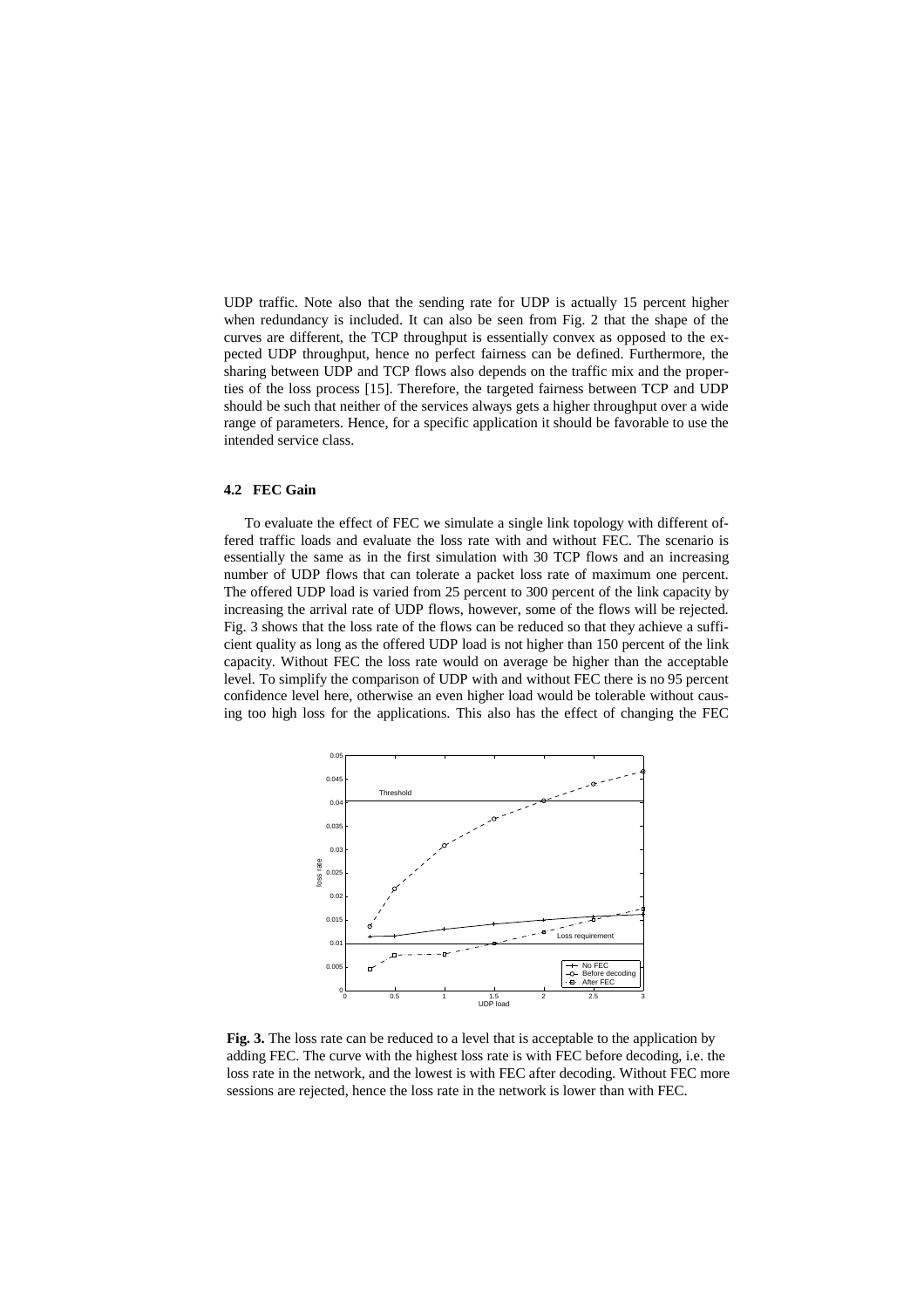UDP traffic. Note also that the sending rate for UDP is actually 15 percent higher when redundancy is included. It can also be seen from Fig. 2 that the shape of the curves are different, the TCP throughput is essentially convex as opposed to the expected UDP throughput, hence no perfect fairness can be defined. Furthermore, the sharing between UDP and TCP flows also depends on the traffic mix and the properties of the loss process [15]. Therefore, the targeted fairness between TCP and UDP should be such that neither of the services always gets a higher throughput over a wide range of parameters. Hence, for a specific application it should be favorable to use the intended service class.

### 4.2 FEC Gain

To evaluate the effect of FEC we simulate a single link topology with different offered traffic loads and evaluate the loss rate with and without FEC. The scenario is essentially the same as in the first simulation with 30 TCP flows and an increasing number of UDP flows that can tolerate a packet loss rate of maximum one percent. The offered UDP load is varied from 25 percent to 300 percent of the link capacity by increasing the arrival rate of UDP flows, however, some of the flows will be rejected. Fig. 3 shows that the loss rate of the flows can be reduced so that they achieve a sufficient quality as long as the offered UDP load is not higher than 150 percent of the link capacity. Without FEC the loss rate would on average be higher than the acceptable level. To simplify the comparison of UDP with and without FEC there is no 95 percent confidence level here, otherwise an even higher load would be tolerable without causing too high loss for the applications. This also has the effect of changing the FEC

**Fig. 3.** The loss rate can be reduced to a level that is acceptable to the application by adding FEC. The curve with the highest loss rate is with FEC before decoding, i.e. the loss rate in the network, and the lowest is with FEC after decoding. Without FEC more sessions are rejected, hence the loss rate in the network is lower than with FEC.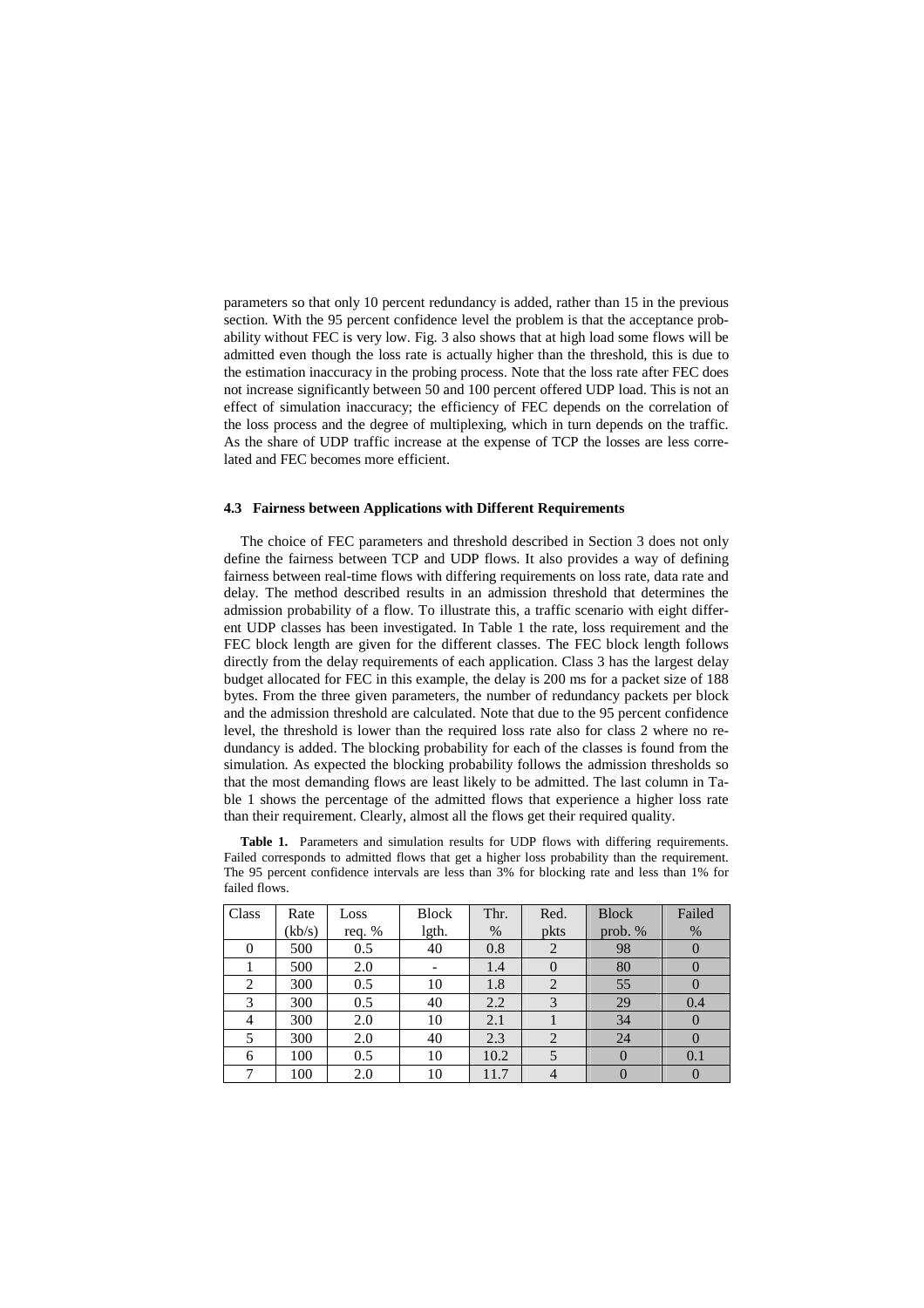parameters so that only 10 percent redundancy is added, rather than 15 in the previous section. With the 95 percent confidence level the problem is that the acceptance probability without FEC is very low. Fig. 3 also shows that at high load some flows will be admitted even though the loss rate is actually higher than the threshold, this is due to the estimation inaccuracy in the probing process. Note that the loss rate after FEC does not increase significantly between 50 and 100 percent offered UDP load. This is not an effect of simulation inaccuracy; the efficiency of FEC depends on the correlation of the loss process and the degree of multiplexing, which in turn depends on the traffic. As the share of UDP traffic increase at the expense of TCP the losses are less correlated and FEC becomes more efficient.

### 4.3 Fairness between Applications with Different Requirements

The choice of FEC parameters and threshold described in Section 3 does not only define the fairness between TCP and UDP flows. It also provides a way of defining fairness between real-time flows with differing requirements on loss rate, data rate and delay. The method described results in an admission threshold that determines the admission probability of a flow. To illustrate this, a traffic scenario with eight different UDP classes has been investigated. In Table 1 the rate, loss requirement and the FEC block length are given for the different classes. The FEC block length follows directly from the delay requirements of each application. Class 3 has the largest delay budget allocated for FEC in this example, the delay is 200 ms for a packet size of 188 bytes. From the three given parameters, the number of redundancy packets per block and the admission threshold are calculated. Note that due to the 95 percent confidence level, the threshold is lower than the required loss rate also for class 2 where no redundancy is added. The blocking probability for each of the classes is found from the simulation. As expected the blocking probability follows the admission thresholds so that the most demanding flows are least likely to be admitted. The last column in Table 1 shows the percentage of the admitted flows that experience a higher loss rate than their requirement. Clearly, almost all the flows get their required quality.

**Table 1.** Parameters and simulation results for UDP flows with differing requirements. Failed corresponds to admitted flows that get a higher loss probability than the requirement. The 95 percent confidence intervals are less than 3% for blocking rate and less than 1% for failed flows.

| Class | Rate (kb/s) | Loss req. % | Block lgth. | Thr. % | Red. pkts | Block prob. % | Failed % |
|---|---|---|---|---|---|---|---|
| 0 | 500 | 0.5 | 40 | 0.8 | 2 | 98 | 0 |
| 1 | 500 | 2.0 | - | 1.4 | 0 | 80 | 0 |
| 2 | 300 | 0.5 | 10 | 1.8 | 2 | 55 | 0 |
| 3 | 300 | 0.5 | 40 | 2.2 | 3 | 29 | 0.4 |
| 4 | 300 | 2.0 | 10 | 2.1 | 1 | 34 | 0 |
| 5 | 300 | 2.0 | 40 | 2.3 | 2 | 24 | 0 |
| 6 | 100 | 0.5 | 10 | 10.2 | 5 | 0 | 0.1 |
| 7 | 100 | 2.0 | 10 | 11.7 | 4 | 0 | 0 |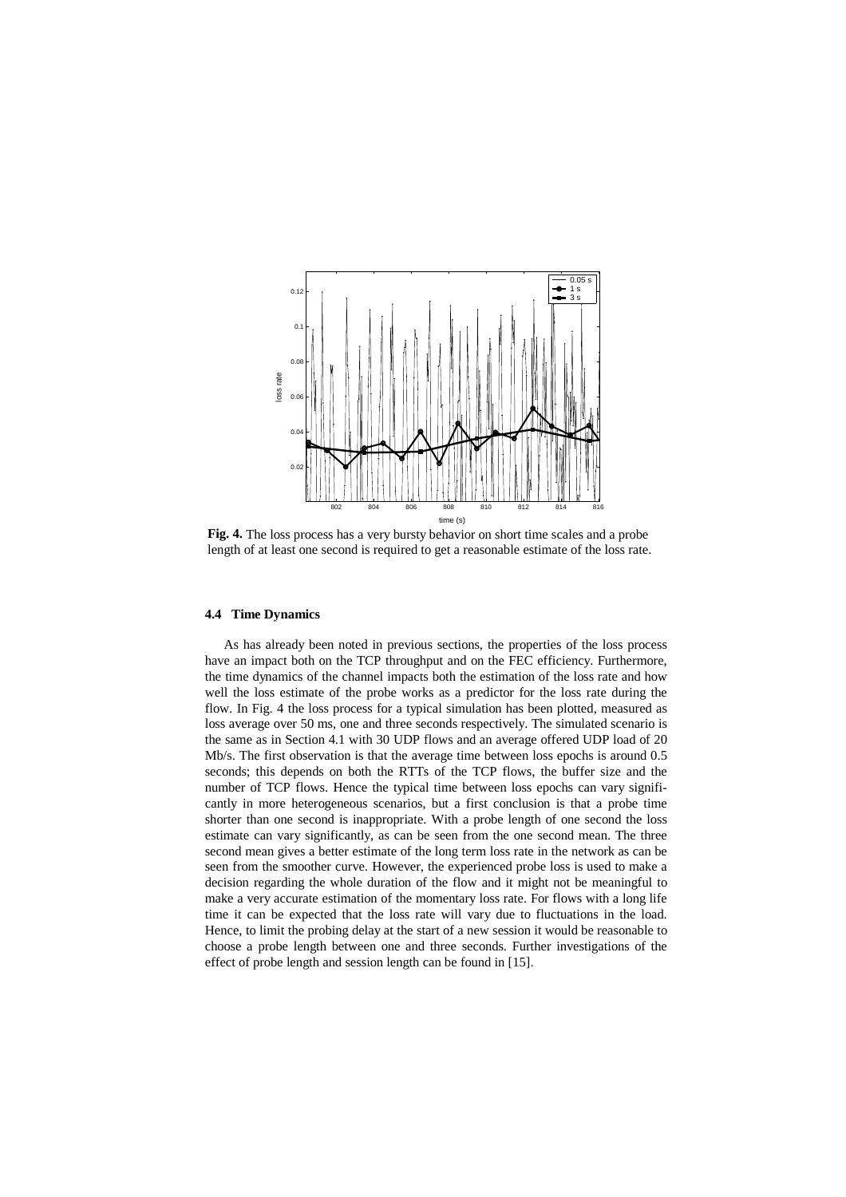**Fig. 4.** The loss process has a very bursty behavior on short time scales and a probe length of at least one second is required to get a reasonable estimate of the loss rate.

### 4.4 Time Dynamics

As has already been noted in previous sections, the properties of the loss process have an impact both on the TCP throughput and on the FEC efficiency. Furthermore, the time dynamics of the channel impacts both the estimation of the loss rate and how well the loss estimate of the probe works as a predictor for the loss rate during the flow. In Fig. 4 the loss process for a typical simulation has been plotted, measured as loss average over 50 ms, one and three seconds respectively. The simulated scenario is the same as in Section 4.1 with 30 UDP flows and an average offered UDP load of 20 Mb/s. The first observation is that the average time between loss epochs is around 0.5 seconds; this depends on both the RTTs of the TCP flows, the buffer size and the number of TCP flows. Hence the typical time between loss epochs can vary significantly in more heterogeneous scenarios, but a first conclusion is that a probe time shorter than one second is inappropriate. With a probe length of one second the loss estimate can vary significantly, as can be seen from the one second mean. The three second mean gives a better estimate of the long term loss rate in the network as can be seen from the smoother curve. However, the experienced probe loss is used to make a decision regarding the whole duration of the flow and it might not be meaningful to make a very accurate estimation of the momentary loss rate. For flows with a long life time it can be expected that the loss rate will vary due to fluctuations in the load. Hence, to limit the probing delay at the start of a new session it would be reasonable to choose a probe length between one and three seconds. Further investigations of the effect of probe length and session length can be found in [15].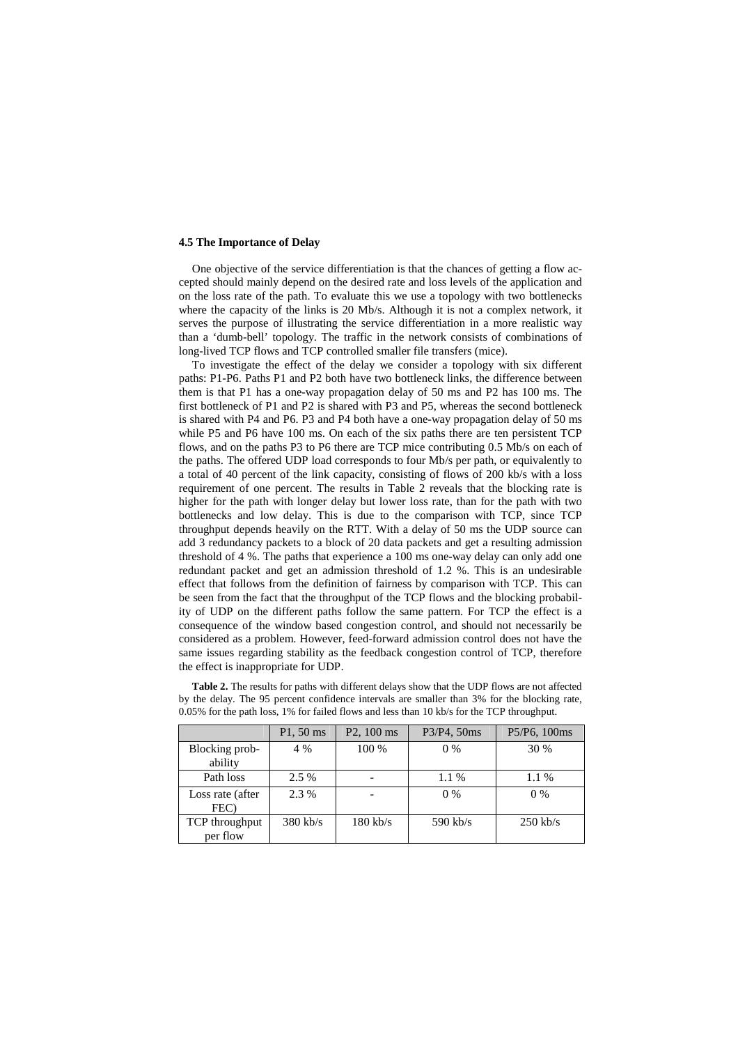### 4.5 The Importance of Delay

One objective of the service differentiation is that the chances of getting a flow accepted should mainly depend on the desired rate and loss levels of the application and on the loss rate of the path. To evaluate this we use a topology with two bottlenecks where the capacity of the links is 20 Mb/s. Although it is not a complex network, it serves the purpose of illustrating the service differentiation in a more realistic way than a 'dumb-bell' topology. The traffic in the network consists of combinations of long-lived TCP flows and TCP controlled smaller file transfers (mice).

To investigate the effect of the delay we consider a topology with six different paths: P1-P6. Paths P1 and P2 both have two bottleneck links, the difference between them is that P1 has a one-way propagation delay of 50 ms and P2 has 100 ms. The first bottleneck of P1 and P2 is shared with P3 and P5, whereas the second bottleneck is shared with P4 and P6. P3 and P4 both have a one-way propagation delay of 50 ms while P5 and P6 have 100 ms. On each of the six paths there are ten persistent TCP flows, and on the paths P3 to P6 there are TCP mice contributing 0.5 Mb/s on each of the paths. The offered UDP load corresponds to four Mb/s per path, or equivalently to a total of 40 percent of the link capacity, consisting of flows of 200 kb/s with a loss requirement of one percent. The results in Table 2 reveals that the blocking rate is higher for the path with longer delay but lower loss rate, than for the path with two bottlenecks and low delay. This is due to the comparison with TCP, since TCP throughput depends heavily on the RTT. With a delay of 50 ms the UDP source can add 3 redundancy packets to a block of 20 data packets and get a resulting admission threshold of 4 %. The paths that experience a 100 ms one-way delay can only add one redundant packet and get an admission threshold of 1.2 %. This is an undesirable effect that follows from the definition of fairness by comparison with TCP. This can be seen from the fact that the throughput of the TCP flows and the blocking probability of UDP on the different paths follow the same pattern. For TCP the effect is a consequence of the window based congestion control, and should not necessarily be considered as a problem. However, feed-forward admission control does not have the same issues regarding stability as the feedback congestion control of TCP, therefore the effect is inappropriate for UDP.

**Table 2.** The results for paths with different delays show that the UDP flows are not affected by the delay. The 95 percent confidence intervals are smaller than 3% for the blocking rate, 0.05% for the path loss, 1% for failed flows and less than 10 kb/s for the TCP throughput.

| | P1, 50 ms | P2, 100 ms | P3/P4, 50ms | P5/P6, 100ms |
|---|---|---|---|---|
| Blocking probability | 4 % | 100 % | 0 % | 30 % |
| Path loss | 2.5 % | - | 1.1 % | 1.1 % |
| Loss rate (after FEC) | 2.3 % | - | 0 % | 0 % |
| TCP throughput per flow | 380 kb/s | 180 kb/s | 590 kb/s | 250 kb/s |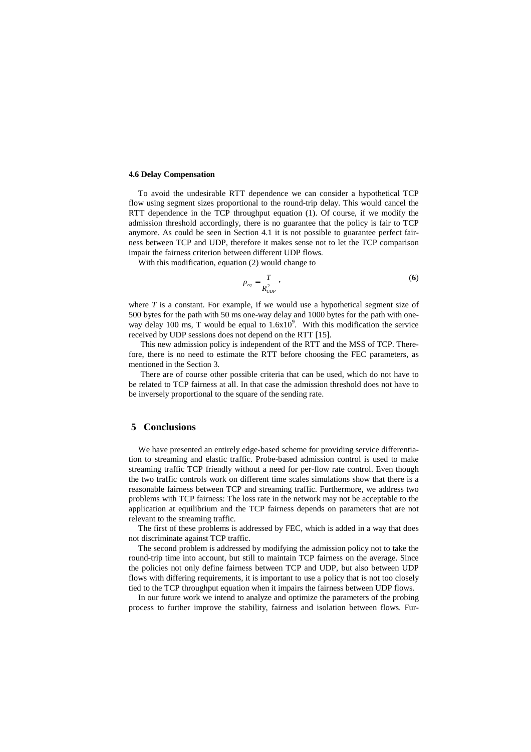### 4.6 Delay Compensation

To avoid the undesirable RTT dependence we can consider a hypothetical TCP flow using segment sizes proportional to the round-trip delay. This would cancel the RTT dependence in the TCP throughput equation (1). Of course, if we modify the admission threshold accordingly, there is no guarantee that the policy is fair to TCP anymore. As could be seen in Section 4.1 it is not possible to guarantee perfect fairness between TCP and UDP, therefore it makes sense not to let the TCP comparison impair the fairness criterion between different UDP flows.

With this modification, equation (2) would change to

$$p_{eq} = \frac{T}{R_{UDP}^2}, \qquad \textbf{(6)}$$

where $T$ is a constant. For example, if we would use a hypothetical segment size of 500 bytes for the path with 50 ms one-way delay and 1000 bytes for the path with one-way delay 100 ms, T would be equal to $1.6 \times 10^9$. With this modification the service received by UDP sessions does not depend on the RTT [15].

This new admission policy is independent of the RTT and the MSS of TCP. Therefore, there is no need to estimate the RTT before choosing the FEC parameters, as mentioned in the Section 3.

There are of course other possible criteria that can be used, which do not have to be related to TCP fairness at all. In that case the admission threshold does not have to be inversely proportional to the square of the sending rate.

## 5 Conclusions

We have presented an entirely edge-based scheme for providing service differentiation to streaming and elastic traffic. Probe-based admission control is used to make streaming traffic TCP friendly without a need for per-flow rate control. Even though the two traffic controls work on different time scales simulations show that there is a reasonable fairness between TCP and streaming traffic. Furthermore, we address two problems with TCP fairness: The loss rate in the network may not be acceptable to the application at equilibrium and the TCP fairness depends on parameters that are not relevant to the streaming traffic.

The first of these problems is addressed by FEC, which is added in a way that does not discriminate against TCP traffic.

The second problem is addressed by modifying the admission policy not to take the round-trip time into account, but still to maintain TCP fairness on the average. Since the policies not only define fairness between TCP and UDP, but also between UDP flows with differing requirements, it is important to use a policy that is not too closely tied to the TCP throughput equation when it impairs the fairness between UDP flows.

In our future work we intend to analyze and optimize the parameters of the probing process to further improve the stability, fairness and isolation between flows. Fur-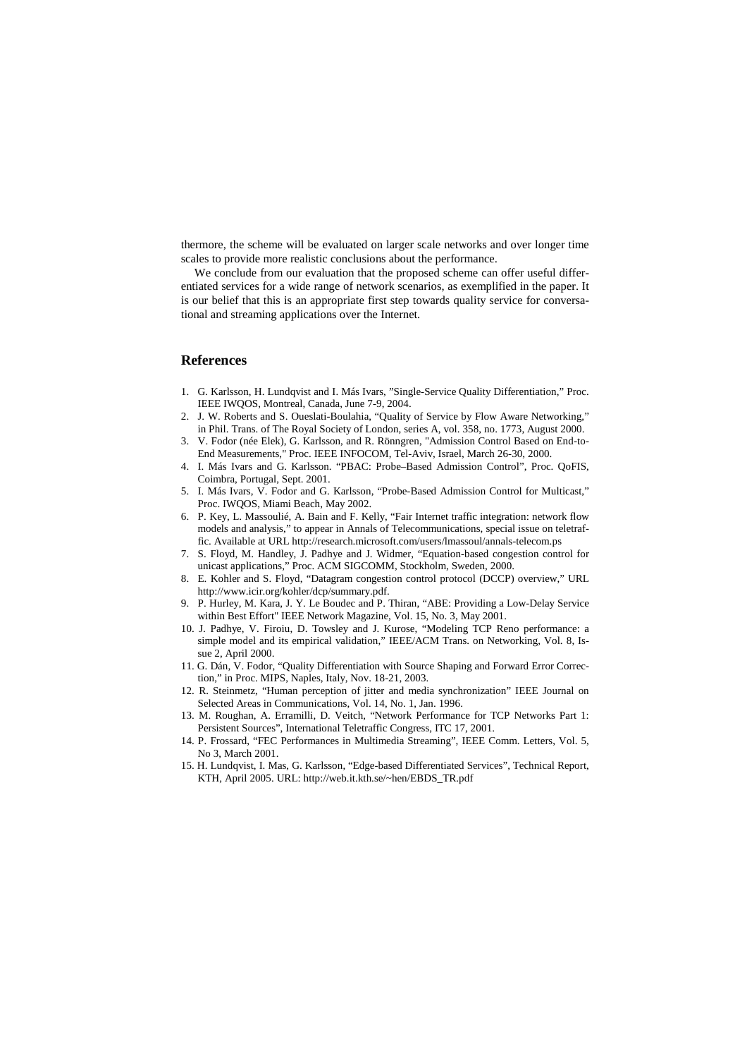thermore, the scheme will be evaluated on larger scale networks and over longer time scales to provide more realistic conclusions about the performance.

We conclude from our evaluation that the proposed scheme can offer useful differentiated services for a wide range of network scenarios, as exemplified in the paper. It is our belief that this is an appropriate first step towards quality service for conversational and streaming applications over the Internet.

## References

1. G. Karlsson, H. Lundqvist and I. Más Ivars, "Single-Service Quality Differentiation," Proc. IEEE IWQOS, Montreal, Canada, June 7-9, 2004.
2. J. W. Roberts and S. Oueslati-Boulahia, "Quality of Service by Flow Aware Networking," in Phil. Trans. of The Royal Society of London, series A, vol. 358, no. 1773, August 2000.
3. V. Fodor (née Elek), G. Karlsson, and R. Rönngren, "Admission Control Based on End-to-End Measurements," Proc. IEEE INFOCOM, Tel-Aviv, Israel, March 26-30, 2000.
4. I. Más Ivars and G. Karlsson. "PBAC: Probe–Based Admission Control", Proc. QoFIS, Coimbra, Portugal, Sept. 2001.
5. I. Más Ivars, V. Fodor and G. Karlsson, "Probe-Based Admission Control for Multicast," Proc. IWQOS, Miami Beach, May 2002.
6. P. Key, L. Massoulié, A. Bain and F. Kelly, "Fair Internet traffic integration: network flow models and analysis," to appear in Annals of Telecommunications, special issue on teletraffic. Available at URL http://research.microsoft.com/users/lmassoul/annals-telecom.ps
7. S. Floyd, M. Handley, J. Padhye and J. Widmer, "Equation-based congestion control for unicast applications," Proc. ACM SIGCOMM, Stockholm, Sweden, 2000.
8. E. Kohler and S. Floyd, "Datagram congestion control protocol (DCCP) overview," URL http://www.icir.org/kohler/dcp/summary.pdf.
9. P. Hurley, M. Kara, J. Y. Le Boudec and P. Thiran, "ABE: Providing a Low-Delay Service within Best Effort" IEEE Network Magazine, Vol. 15, No. 3, May 2001.
10. J. Padhye, V. Firoiu, D. Towsley and J. Kurose, "Modeling TCP Reno performance: a simple model and its empirical validation," IEEE/ACM Trans. on Networking, Vol. 8, Issue 2, April 2000.
11. G. Dán, V. Fodor, "Quality Differentiation with Source Shaping and Forward Error Correction," in Proc. MIPS, Naples, Italy, Nov. 18-21, 2003.
12. R. Steinmetz, "Human perception of jitter and media synchronization" IEEE Journal on Selected Areas in Communications, Vol. 14, No. 1, Jan. 1996.
13. M. Roughan, A. Erramilli, D. Veitch, "Network Performance for TCP Networks Part 1: Persistent Sources", International Teletraffic Congress, ITC 17, 2001.
14. P. Frossard, "FEC Performances in Multimedia Streaming", IEEE Comm. Letters, Vol. 5, No 3, March 2001.
15. H. Lundqvist, I. Mas, G. Karlsson, "Edge-based Differentiated Services", Technical Report, KTH, April 2005. URL: http://web.it.kth.se/~hen/EBDS_TR.pdf